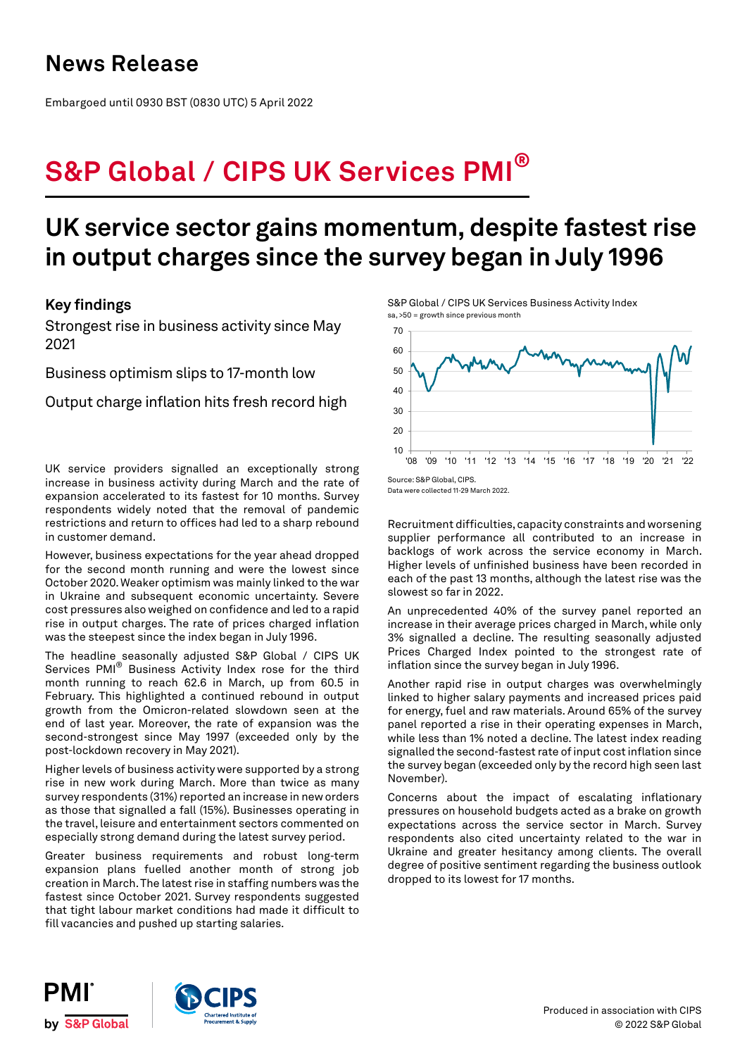# News Release

Embargoed until 0930 BST (0830 UTC) 5 April 2022

# S&P Global / CIPS UK Services PMI®

## UK service sector gains momentum, despite fastest rise in output charges since the survey began in July 1996

### Key findings

Strongest rise in business activity since May 2021

Business optimism slips to 17-month low

Output charge inflation hits fresh record high

S&P Global / CIPS UK Services Business Activity Index
sa, >50 = growth since previous month

Source: S&P Global, CIPS.
Data were collected 11-29 March 2022.

UK service providers signalled an exceptionally strong increase in business activity during March and the rate of expansion accelerated to its fastest for 10 months. Survey respondents widely noted that the removal of pandemic restrictions and return to offices had led to a sharp rebound in customer demand.

However, business expectations for the year ahead dropped for the second month running and were the lowest since October 2020. Weaker optimism was mainly linked to the war in Ukraine and subsequent economic uncertainty. Severe cost pressures also weighed on confidence and led to a rapid rise in output charges. The rate of prices charged inflation was the steepest since the index began in July 1996.

The headline seasonally adjusted S&P Global / CIPS UK Services PMI® Business Activity Index rose for the third month running to reach 62.6 in March, up from 60.5 in February. This highlighted a continued rebound in output growth from the Omicron-related slowdown seen at the end of last year. Moreover, the rate of expansion was the second-strongest since May 1997 (exceeded only by the post-lockdown recovery in May 2021).

Higher levels of business activity were supported by a strong rise in new work during March. More than twice as many survey respondents (31%) reported an increase in new orders as those that signalled a fall (15%). Businesses operating in the travel, leisure and entertainment sectors commented on especially strong demand during the latest survey period.

Greater business requirements and robust long-term expansion plans fuelled another month of strong job creation in March. The latest rise in staffing numbers was the fastest since October 2021. Survey respondents suggested that tight labour market conditions had made it difficult to fill vacancies and pushed up starting salaries.

Recruitment difficulties, capacity constraints and worsening supplier performance all contributed to an increase in backlogs of work across the service economy in March. Higher levels of unfinished business have been recorded in each of the past 13 months, although the latest rise was the slowest so far in 2022.

An unprecedented 40% of the survey panel reported an increase in their average prices charged in March, while only 3% signalled a decline. The resulting seasonally adjusted Prices Charged Index pointed to the strongest rate of inflation since the survey began in July 1996.

Another rapid rise in output charges was overwhelmingly linked to higher salary payments and increased prices paid for energy, fuel and raw materials. Around 65% of the survey panel reported a rise in their operating expenses in March, while less than 1% noted a decline. The latest index reading signalled the second-fastest rate of input cost inflation since the survey began (exceeded only by the record high seen last November).

Concerns about the impact of escalating inflationary pressures on household budgets acted as a brake on growth expectations across the service sector in March. Survey respondents also cited uncertainty related to the war in Ukraine and greater hesitancy among clients. The overall degree of positive sentiment regarding the business outlook dropped to its lowest for 17 months.

Produced in association with CIPS
© 2022 S&P Global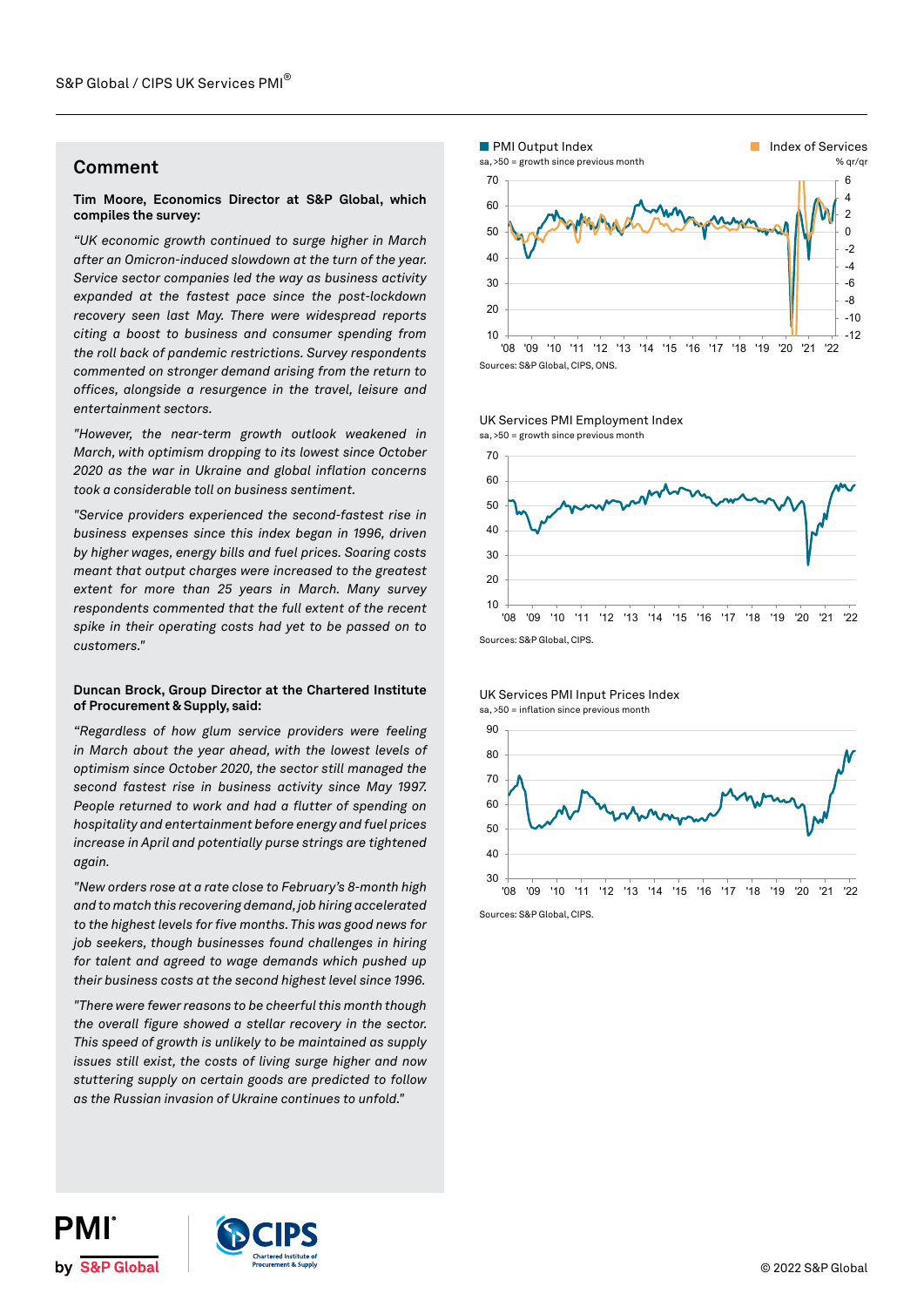## Comment

**Tim Moore, Economics Director at S&P Global, which compiles the survey:**

*"UK economic growth continued to surge higher in March after an Omicron-induced slowdown at the turn of the year. Service sector companies led the way as business activity expanded at the fastest pace since the post-lockdown recovery seen last May. There were widespread reports citing a boost to business and consumer spending from the roll back of pandemic restrictions. Survey respondents commented on stronger demand arising from the return to offices, alongside a resurgence in the travel, leisure and entertainment sectors.*

*"However, the near-term growth outlook weakened in March, with optimism dropping to its lowest since October 2020 as the war in Ukraine and global inflation concerns took a considerable toll on business sentiment.*

*"Service providers experienced the second-fastest rise in business expenses since this index began in 1996, driven by higher wages, energy bills and fuel prices. Soaring costs meant that output charges were increased to the greatest extent for more than 25 years in March. Many survey respondents commented that the full extent of the recent spike in their operating costs had yet to be passed on to customers."*

**Duncan Brock, Group Director at the Chartered Institute of Procurement & Supply, said:**

*"Regardless of how glum service providers were feeling in March about the year ahead, with the lowest levels of optimism since October 2020, the sector still managed the second fastest rise in business activity since May 1997. People returned to work and had a flutter of spending on hospitality and entertainment before energy and fuel prices increase in April and potentially purse strings are tightened again.*

*"New orders rose at a rate close to February's 8-month high and to match this recovering demand, job hiring accelerated to the highest levels for five months. This was good news for job seekers, though businesses found challenges in hiring for talent and agreed to wage demands which pushed up their business costs at the second highest level since 1996.*

*"There were fewer reasons to be cheerful this month though the overall figure showed a stellar recovery in the sector. This speed of growth is unlikely to be maintained as supply issues still exist, the costs of living surge higher and now stuttering supply on certain goods are predicted to follow as the Russian invasion of Ukraine continues to unfold."*

PMI Output Index / Index of Services

sa, >50 = growth since previous month; % qr/qr

Sources: S&P Global, CIPS, ONS.

UK Services PMI Employment Index

sa, >50 = growth since previous month

Sources: S&P Global, CIPS.

UK Services PMI Input Prices Index

sa, >50 = inflation since previous month

Sources: S&P Global, CIPS.

© 2022 S&P Global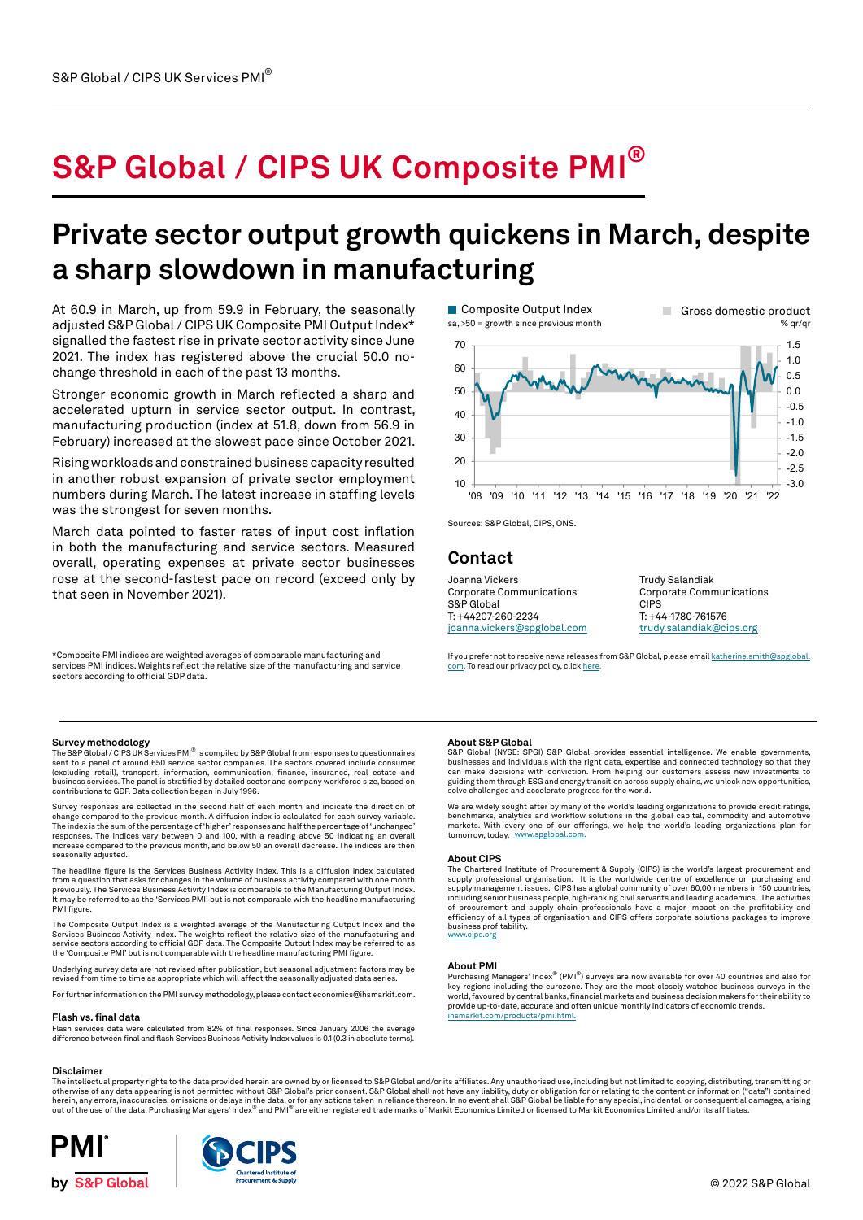# S&P Global / CIPS UK Composite PMI®

## Private sector output growth quickens in March, despite a sharp slowdown in manufacturing

At 60.9 in March, up from 59.9 in February, the seasonally adjusted S&P Global / CIPS UK Composite PMI Output Index* signalled the fastest rise in private sector activity since June 2021. The index has registered above the crucial 50.0 no-change threshold in each of the past 13 months.

Stronger economic growth in March reflected a sharp and accelerated upturn in service sector output. In contrast, manufacturing production (index at 51.8, down from 56.9 in February) increased at the slowest pace since October 2021.

Rising workloads and constrained business capacity resulted in another robust expansion of private sector employment numbers during March. The latest increase in staffing levels was the strongest for seven months.

March data pointed to faster rates of input cost inflation in both the manufacturing and service sectors. Measured overall, operating expenses at private sector businesses rose at the second-fastest pace on record (exceed only by that seen in November 2021).

*Composite PMI indices are weighted averages of comparable manufacturing and services PMI indices. Weights reflect the relative size of the manufacturing and service sectors according to official GDP data.

Composite Output Index
sa, >50 = growth since previous month

Gross domestic product
% qr/qr

70
60
50
40
30
20
10

1.5
1.0
0.5
0.0
-0.5
-1.0
-1.5
-2.0
-2.5
-3.0

'08 '09 '10 '11 '12 '13 '14 '15 '16 '17 '18 '19 '20 '21 '22

Sources: S&P Global, CIPS, ONS.

## Contact

Joanna Vickers
Corporate Communications
S&P Global
T: +44207-260-2234
joanna.vickers@spglobal.com

Trudy Salandiak
Corporate Communications
CIPS
T: +44-1780-761576
trudy.salandiak@cips.org

If you prefer not to receive news releases from S&P Global, please email katherine.smith@spglobal.com. To read our privacy policy, click here.

### Survey methodology

The S&P Global / CIPS UK Services PMI® is compiled by S&P Global from responses to questionnaires sent to a panel of around 650 service sector companies. The sectors covered include consumer (excluding retail), transport, information, communication, finance, insurance, real estate and business services. The panel is stratified by detailed sector and company workforce size, based on contributions to GDP. Data collection began in July 1996.

Survey responses are collected in the second half of each month and indicate the direction of change compared to the previous month. A diffusion index is calculated for each survey variable. The index is the sum of the percentage of 'higher' responses and half the percentage of 'unchanged' responses. The indices vary between 0 and 100, with a reading above 50 indicating an overall increase compared to the previous month, and below 50 an overall decrease. The indices are then seasonally adjusted.

The headline figure is the Services Business Activity Index. This is a diffusion index calculated from a question that asks for changes in the volume of business activity compared with one month previously. The Services Business Activity Index is comparable to the Manufacturing Output Index. It may be referred to as the 'Services PMI' but is not comparable with the headline manufacturing PMI figure.

The Composite Output Index is a weighted average of the Manufacturing Output Index and the Services Business Activity Index. The weights reflect the relative size of the manufacturing and service sectors according to official GDP data. The Composite Output Index may be referred to as the 'Composite PMI' but is not comparable with the headline manufacturing PMI figure.

Underlying survey data are not revised after publication, but seasonal adjustment factors may be revised from time to time as appropriate which will affect the seasonally adjusted data series.

For further information on the PMI survey methodology, please contact economics@ihsmarkit.com.

### Flash vs. final data

Flash services data were calculated from 82% of final responses. Since January 2006 the average difference between final and flash Services Business Activity Index values is 0.1 (0.3 in absolute terms).

### About S&P Global

S&P Global (NYSE: SPGI) S&P Global provides essential intelligence. We enable governments, businesses and individuals with the right data, expertise and connected technology so that they can make decisions with conviction. From helping our customers assess new investments to guiding them through ESG and energy transition across supply chains, we unlock new opportunities, solve challenges and accelerate progress for the world.

We are widely sought after by many of the world's leading organizations to provide credit ratings, benchmarks, analytics and workflow solutions in the global capital, commodity and automotive markets. With every one of our offerings, we help the world's leading organizations plan for tomorrow, today. www.spglobal.com.

### About CIPS

The Chartered Institute of Procurement & Supply (CIPS) is the world's largest procurement and supply professional organisation. It is the worldwide centre of excellence on purchasing and supply management issues. CIPS has a global community of over 60,00 members in 150 countries, including senior business people, high-ranking civil servants and leading academics. The activities of procurement and supply chain professionals have a major impact on the profitability and efficiency of all types of organisation and CIPS offers corporate solutions packages to improve business profitability.
www.cips.org

### About PMI

Purchasing Managers' Index® (PMI®) surveys are now available for over 40 countries and also for key regions including the eurozone. They are the most closely watched business surveys in the world, favoured by central banks, financial markets and business decision makers for their ability to provide up-to-date, accurate and often unique monthly indicators of economic trends.
ihsmarkit.com/products/pmi.html.

### Disclaimer

The intellectual property rights to the data provided herein are owned by or licensed to S&P Global and/or its affiliates. Any unauthorised use, including but not limited to copying, distributing, transmitting or otherwise of any data appearing is not permitted without S&P Global's prior consent. S&P Global shall not have any liability, duty or obligation for or relating to the content or information ("data") contained herein, any errors, inaccuracies, omissions or delays in the data, or for any actions taken in reliance thereon. In no event shall S&P Global be liable for any special, incidental, or consequential damages, arising out of the use of the data. Purchasing Managers' Index® and PMI® are either registered trade marks of Markit Economics Limited or licensed to Markit Economics Limited and/or its affiliates.

PMI by S&P Global

CIPS Chartered Institute of Procurement & Supply

© 2022 S&P Global